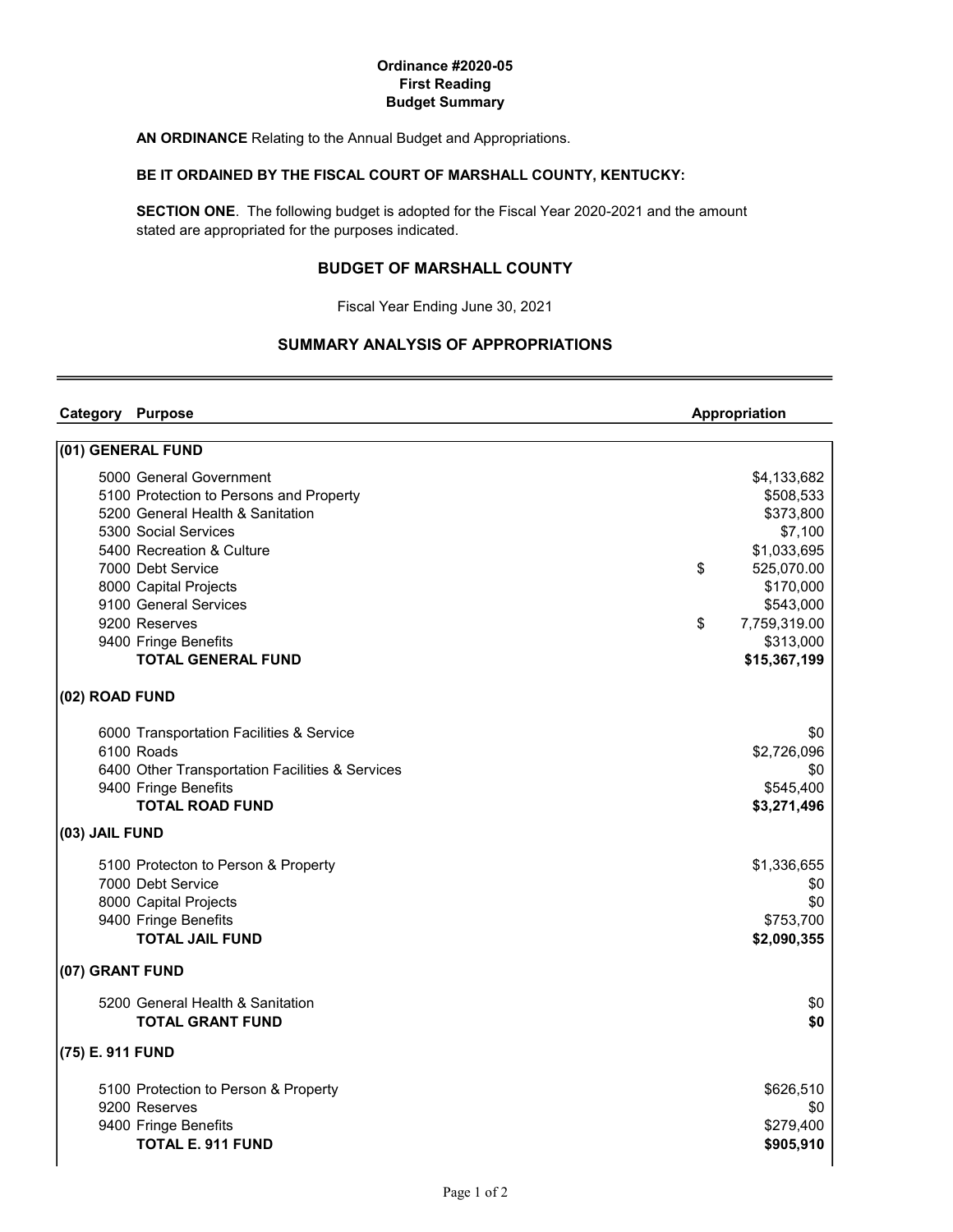**Ordinance #2020-05**
**First Reading**
**Budget Summary**

**AN ORDINANCE** Relating to the Annual Budget and Appropriations.

**BE IT ORDAINED BY THE FISCAL COURT OF MARSHALL COUNTY, KENTUCKY:**

**SECTION ONE**. The following budget is adopted for the Fiscal Year 2020-2021 and the amount stated are appropriated for the purposes indicated.

## BUDGET OF MARSHALL COUNTY

Fiscal Year Ending June 30, 2021

## SUMMARY ANALYSIS OF APPROPRIATIONS

| Category | Purpose | Appropriation |
|---|---|---|
| **(01) GENERAL FUND** | | |
| 5000 | General Government | $4,133,682 |
| 5100 | Protection to Persons and Property | $508,533 |
| 5200 | General Health & Sanitation | $373,800 |
| 5300 | Social Services | $7,100 |
| 5400 | Recreation & Culture | $1,033,695 |
| 7000 | Debt Service | $ 525,070.00 |
| 8000 | Capital Projects | $170,000 |
| 9100 | General Services | $543,000 |
| 9200 | Reserves | $ 7,759,319.00 |
| 9400 | Fringe Benefits | $313,000 |
| | **TOTAL GENERAL FUND** | **$15,367,199** |
| **(02) ROAD FUND** | | |
| 6000 | Transportation Facilities & Service | $0 |
| 6100 | Roads | $2,726,096 |
| 6400 | Other Transportation Facilities & Services | $0 |
| 9400 | Fringe Benefits | $545,400 |
| | **TOTAL ROAD FUND** | **$3,271,496** |
| **(03) JAIL FUND** | | |
| 5100 | Protecton to Person & Property | $1,336,655 |
| 7000 | Debt Service | $0 |
| 8000 | Capital Projects | $0 |
| 9400 | Fringe Benefits | $753,700 |
| | **TOTAL JAIL FUND** | **$2,090,355** |
| **(07) GRANT FUND** | | |
| 5200 | General Health & Sanitation | $0 |
| | **TOTAL GRANT FUND** | **$0** |
| **(75) E. 911 FUND** | | |
| 5100 | Protection to Person & Property | $626,510 |
| 9200 | Reserves | $0 |
| 9400 | Fringe Benefits | $279,400 |
| | **TOTAL E. 911 FUND** | **$905,910** |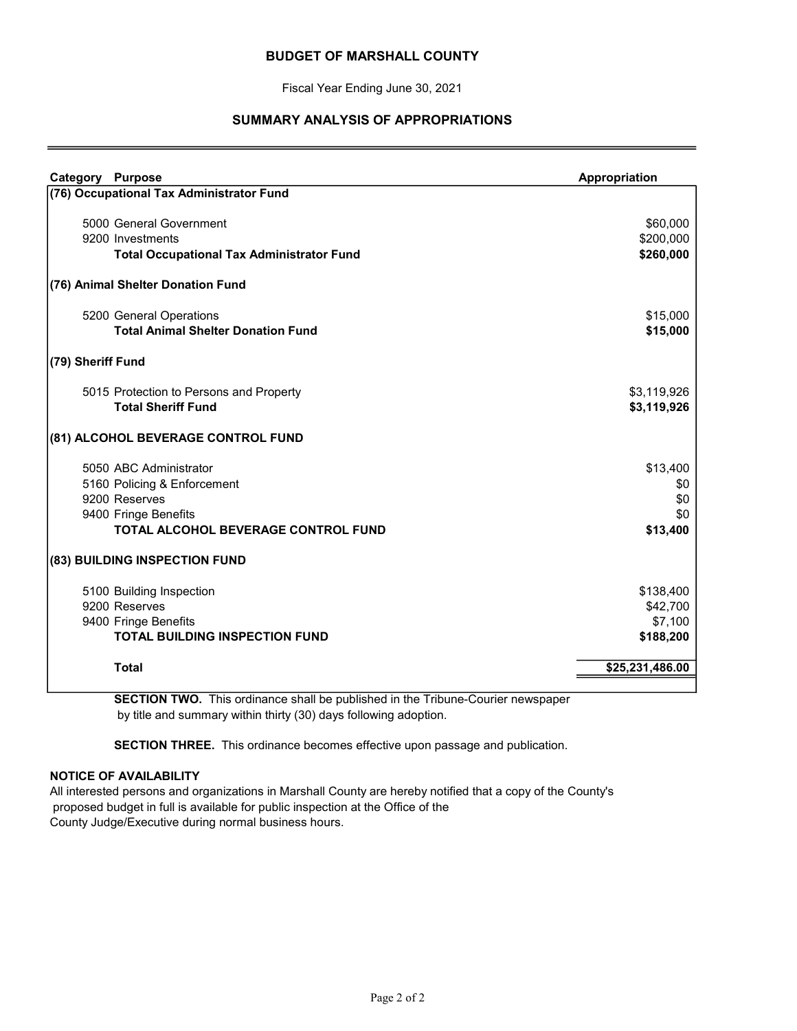**BUDGET OF MARSHALL COUNTY**

Fiscal Year Ending June 30, 2021

**SUMMARY ANALYSIS OF APPROPRIATIONS**

| Category | Purpose | Appropriation |
|---|---|---|
| **(76) Occupational Tax Administrator Fund** | | |
| 5000 | General Government | $60,000 |
| 9200 | Investments | $200,000 |
| | **Total Occupational Tax Administrator Fund** | **$260,000** |
| **(76) Animal Shelter Donation Fund** | | |
| 5200 | General Operations | $15,000 |
| | **Total Animal Shelter Donation Fund** | **$15,000** |
| **(79) Sheriff Fund** | | |
| 5015 | Protection to Persons and Property | $3,119,926 |
| | **Total Sheriff Fund** | **$3,119,926** |
| **(81) ALCOHOL BEVERAGE CONTROL FUND** | | |
| 5050 | ABC Administrator | $13,400 |
| 5160 | Policing & Enforcement | $0 |
| 9200 | Reserves | $0 |
| 9400 | Fringe Benefits | $0 |
| | **TOTAL ALCOHOL BEVERAGE CONTROL FUND** | **$13,400** |
| **(83) BUILDING INSPECTION FUND** | | |
| 5100 | Building Inspection | $138,400 |
| 9200 | Reserves | $42,700 |
| 9400 | Fringe Benefits | $7,100 |
| | **TOTAL BUILDING INSPECTION FUND** | **$188,200** |
| | **Total** | **$25,231,486.00** |

**SECTION TWO.** This ordinance shall be published in the Tribune-Courier newspaper by title and summary within thirty (30) days following adoption.

**SECTION THREE.** This ordinance becomes effective upon passage and publication.

**NOTICE OF AVAILABILITY**

All interested persons and organizations in Marshall County are hereby notified that a copy of the County's proposed budget in full is available for public inspection at the Office of the County Judge/Executive during normal business hours.